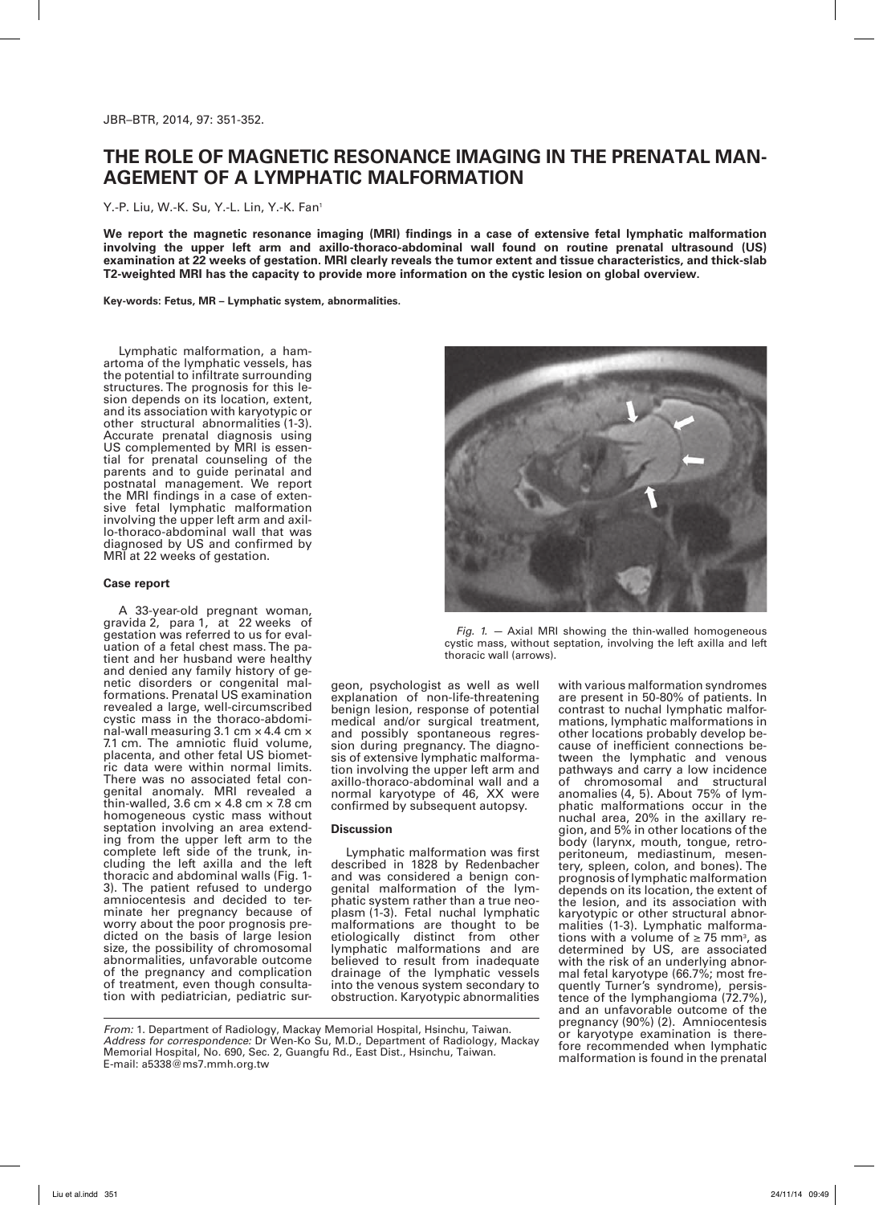# THE ROLE OF MAGNETIC RESONANCE IMAGING IN THE PRENATAL MANAGEMENT OF A LYMPHATIC MALFORMATION

Y.-P. Liu, W.-K. Su, Y.-L. Lin, Y.-K. Fan[1]

**We report the magnetic resonance imaging (MRI) findings in a case of extensive fetal lymphatic malformation involving the upper left arm and axillo-thoraco-abdominal wall found on routine prenatal ultrasound (US) examination at 22 weeks of gestation. MRI clearly reveals the tumor extent and tissue characteristics, and thick-slab T2-weighted MRI has the capacity to provide more information on the cystic lesion on global overview.**

**Key-words: Fetus, MR – Lymphatic system, abnormalities.**

Lymphatic malformation, a hamartoma of the lymphatic vessels, has the potential to infiltrate surrounding structures. The prognosis for this lesion depends on its location, extent, and its association with karyotypic or other structural abnormalities (1-3). Accurate prenatal diagnosis using US complemented by MRI is essential for prenatal counseling of the parents and to guide perinatal and postnatal management. We report the MRI findings in a case of extensive fetal lymphatic malformation involving the upper left arm and axillo-thoraco-abdominal wall that was diagnosed by US and confirmed by MRI at 22 weeks of gestation.

### Case report

A 33-year-old pregnant woman, gravida 2, para 1, at 22 weeks of gestation was referred to us for evaluation of a fetal chest mass. The patient and her husband were healthy and denied any family history of genetic disorders or congenital malformations. Prenatal US examination revealed a large, well-circumscribed cystic mass in the thoraco-abdominal-wall measuring 3.1 cm × 4.4 cm × 7.1 cm. The amniotic fluid volume, placenta, and other fetal US biometric data were within normal limits. There was no associated fetal congenital anomaly. MRI revealed a thin-walled, 3.6 cm × 4.8 cm × 7.8 cm homogeneous cystic mass without septation involving an area extending from the upper left arm to the complete left side of the trunk, including the left axilla and the left thoracic and abdominal walls (Fig. 1-3). The patient refused to undergo amniocentesis and decided to terminate her pregnancy because of worry about the poor prognosis predicted on the basis of large lesion size, the possibility of chromosomal abnormalities, unfavorable outcome of the pregnancy and complication of treatment, even though consultation with pediatrician, pediatric surgeon, psychologist as well as well explanation of non-life-threatening benign lesion, response of potential medical and/or surgical treatment, and possibly spontaneous regression during pregnancy. The diagnosis of extensive lymphatic malformation involving the upper left arm and axillo-thoraco-abdominal wall and a normal karyotype of 46, XX were confirmed by subsequent autopsy.

*Fig. 1.* — Axial MRI showing the thin-walled homogeneous cystic mass, without septation, involving the left axilla and left thoracic wall (arrows).

### Discussion

Lymphatic malformation was first described in 1828 by Redenbacher and was considered a benign congenital malformation of the lymphatic system rather than a true neoplasm (1-3). Fetal nuchal lymphatic malformations are thought to be etiologically distinct from other lymphatic malformations and are believed to result from inadequate drainage of the lymphatic vessels into the venous system secondary to obstruction. Karyotypic abnormalities with various malformation syndromes are present in 50-80% of patients. In contrast to nuchal lymphatic malformations, lymphatic malformations in other locations probably develop because of inefficient connections between the lymphatic and venous pathways and carry a low incidence of chromosomal and structural anomalies (4, 5). About 75% of lymphatic malformations occur in the nuchal area, 20% in the axillary region, and 5% in other locations of the body (larynx, mouth, tongue, retroperitoneum, mediastinum, mesentery, spleen, colon, and bones). The prognosis of lymphatic malformation depends on its location, the extent of the lesion, and its association with karyotypic or other structural abnormalities (1-3). Lymphatic malformations with a volume of $\geq 75$ mm$^3$, as determined by US, are associated with the risk of an underlying abnormal fetal karyotype (66.7%; most frequently Turner's syndrome), persistence of the lymphangioma (72.7%), and an unfavorable outcome of the pregnancy (90%) (2). Amniocentesis or karyotype examination is therefore recommended when lymphatic malformation is found in the prenatal

*From:* 1. Department of Radiology, Mackay Memorial Hospital, Hsinchu, Taiwan.
*Address for correspondence:* Dr Wen-Ko Su, M.D., Department of Radiology, Mackay Memorial Hospital, No. 690, Sec. 2, Guangfu Rd., East Dist., Hsinchu, Taiwan.
E-mail: a5338@ms7.mmh.org.tw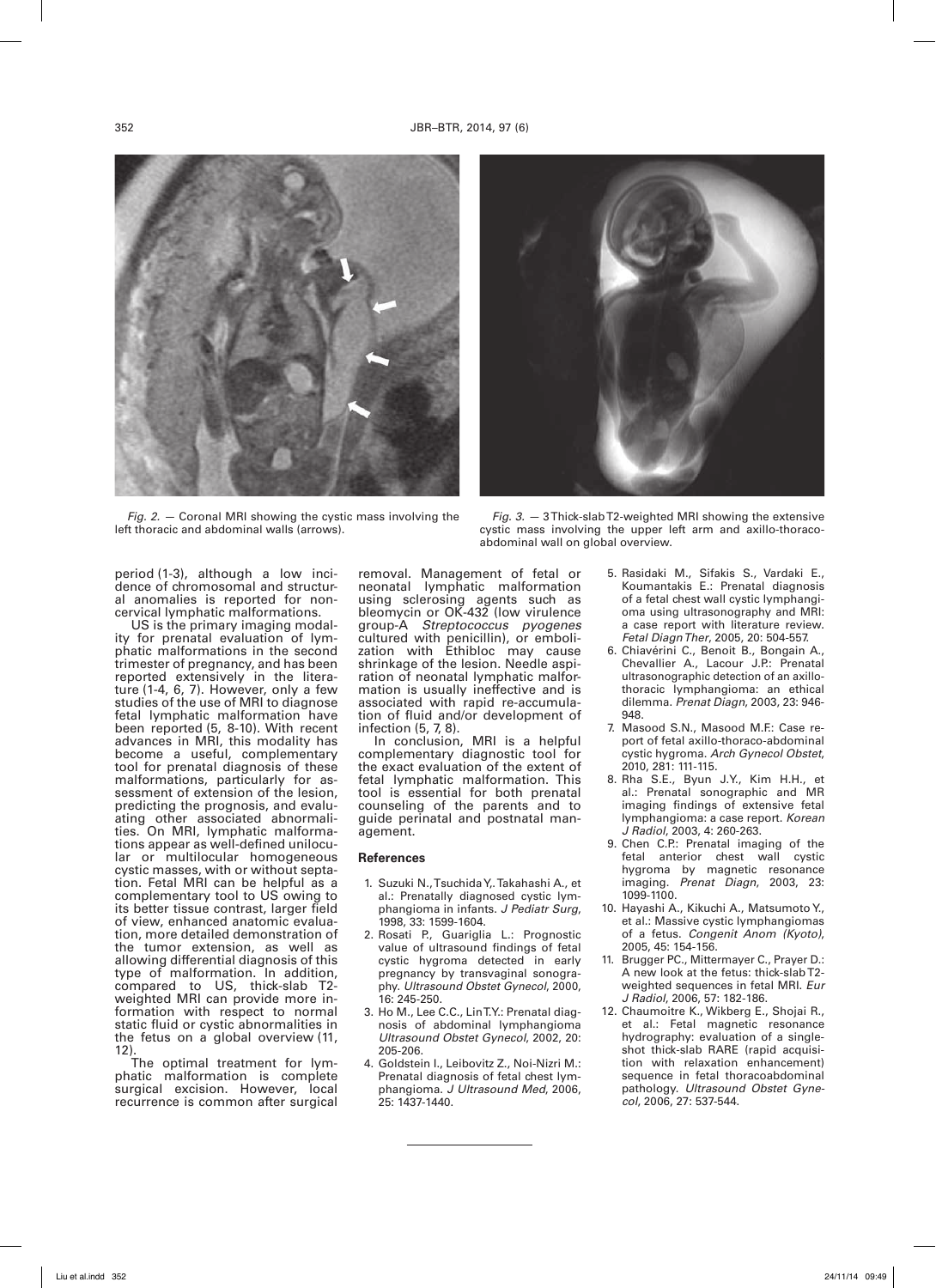*Fig. 2.* — Coronal MRI showing the cystic mass involving the left thoracic and abdominal walls (arrows).

*Fig. 3.* — 3 Thick-slab T2-weighted MRI showing the extensive cystic mass involving the upper left arm and axillo-thoraco-abdominal wall on global overview.

period (1-3), although a low incidence of chromosomal and structural anomalies is reported for non-cervical lymphatic malformations.

US is the primary imaging modality for prenatal evaluation of lymphatic malformations in the second trimester of pregnancy, and has been reported extensively in the literature (1-4, 6, 7). However, only a few studies of the use of MRI to diagnose fetal lymphatic malformation have been reported (5, 8-10). With recent advances in MRI, this modality has become a useful, complementary tool for prenatal diagnosis of these malformations, particularly for assessment of extension of the lesion, predicting the prognosis, and evaluating other associated abnormalities. On MRI, lymphatic malformations appear as well-defined unilocular or multilocular homogeneous cystic masses, with or without septation. Fetal MRI can be helpful as a complementary tool to US owing to its better tissue contrast, larger field of view, enhanced anatomic evaluation, more detailed demonstration of the tumor extension, as well as allowing differential diagnosis of this type of malformation. In addition, compared to US, thick-slab T2-weighted MRI can provide more information with respect to normal static fluid or cystic abnormalities in the fetus on a global overview (11, 12).

The optimal treatment for lymphatic malformation is complete surgical excision. However, local recurrence is common after surgical removal. Management of fetal or neonatal lymphatic malformation using sclerosing agents such as bleomycin or OK-432 (low virulence group-A *Streptococcus pyogenes* cultured with penicillin), or embolization with Ethibloc may cause shrinkage of the lesion. Needle aspiration of neonatal lymphatic malformation is usually ineffective and is associated with rapid re-accumulation of fluid and/or development of infection (5, 7, 8).

In conclusion, MRI is a helpful complementary diagnostic tool for the exact evaluation of the extent of fetal lymphatic malformation. This tool is essential for both prenatal counseling of the parents and to guide perinatal and postnatal management.

## References

1. Suzuki N., Tsuchida Y,. Takahashi A., et al.: Prenatally diagnosed cystic lymphangioma in infants. *J Pediatr Surg*, 1998, 33: 1599-1604.
2. Rosati P., Guariglia L.: Prognostic value of ultrasound findings of fetal cystic hygroma detected in early pregnancy by transvaginal sonography. *Ultrasound Obstet Gynecol*, 2000, 16: 245-250.
3. Ho M., Lee C.C., Lin T.Y.: Prenatal diagnosis of abdominal lymphangioma *Ultrasound Obstet Gynecol*, 2002, 20: 205-206.
4. Goldstein I., Leibovitz Z., Noi-Nizri M.: Prenatal diagnosis of fetal chest lymphangioma. *J Ultrasound Med*, 2006, 25: 1437-1440.
5. Rasidaki M., Sifakis S., Vardaki E., Koumantakis E.: Prenatal diagnosis of a fetal chest wall cystic lymphangioma using ultrasonography and MRI: a case report with literature review. *Fetal Diagn Ther*, 2005, 20: 504-557.
6. Chiavérini C., Benoit B., Bongain A., Chevallier A., Lacour J.P.: Prenatal ultrasonographic detection of an axillothoracic lymphangioma: an ethical dilemma. *Prenat Diagn*, 2003, 23: 946-948.
7. Masood S.N., Masood M.F.: Case report of fetal axillo-thoraco-abdominal cystic hygroma. *Arch Gynecol Obstet*, 2010, 281: 111-115.
8. Rha S.E., Byun J.Y., Kim H.H., et al.: Prenatal sonographic and MR imaging findings of extensive fetal lymphangioma: a case report. *Korean J Radiol*, 2003, 4: 260-263.
9. Chen C.P.: Prenatal imaging of the fetal anterior chest wall cystic hygroma by magnetic resonance imaging. *Prenat Diagn*, 2003, 23: 1099-1100.
10. Hayashi A., Kikuchi A., Matsumoto Y., et al.: Massive cystic lymphangiomas of a fetus. *Congenit Anom (Kyoto)*, 2005, 45: 154-156.
11. Brugger P.C., Mittermayer C., Prayer D.: A new look at the fetus: thick-slab T2-weighted sequences in fetal MRI. *Eur J Radiol*, 2006, 57: 182-186.
12. Chaumoitre K., Wikberg E., Shojai R., et al.: Fetal magnetic resonance hydrography: evaluation of a single-shot thick-slab RARE (rapid acquisition with relaxation enhancement) sequence in fetal thoracoabdominal pathology. *Ultrasound Obstet Gynecol*, 2006, 27: 537-544.